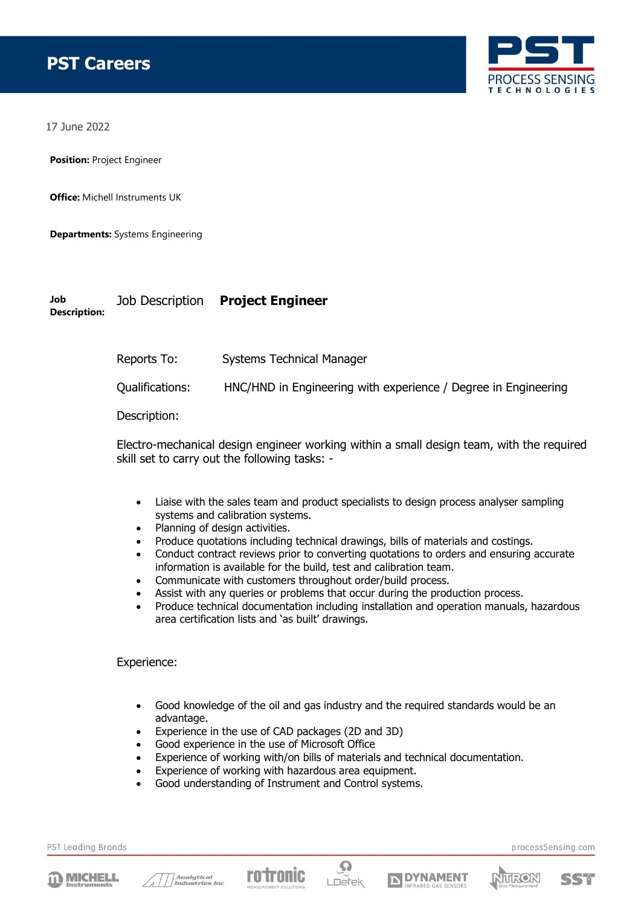# PST Careers

17 June 2022

**Position:** Project Engineer

**Office:** Michell Instruments UK

**Departments:** Systems Engineering

**Job Description:**

Job Description **Project Engineer**

Reports To: Systems Technical Manager

Qualifications: HNC/HND in Engineering with experience / Degree in Engineering

Description:

Electro-mechanical design engineer working within a small design team, with the required skill set to carry out the following tasks: -

- Liaise with the sales team and product specialists to design process analyser sampling systems and calibration systems.
- Planning of design activities.
- Produce quotations including technical drawings, bills of materials and costings.
- Conduct contract reviews prior to converting quotations to orders and ensuring accurate information is available for the build, test and calibration team.
- Communicate with customers throughout order/build process.
- Assist with any queries or problems that occur during the production process.
- Produce technical documentation including installation and operation manuals, hazardous area certification lists and 'as built' drawings.

Experience:

- Good knowledge of the oil and gas industry and the required standards would be an advantage.
- Experience in the use of CAD packages (2D and 3D)
- Good experience in the use of Microsoft Office
- Experience of working with/on bills of materials and technical documentation.
- Experience of working with hazardous area equipment.
- Good understanding of Instrument and Control systems.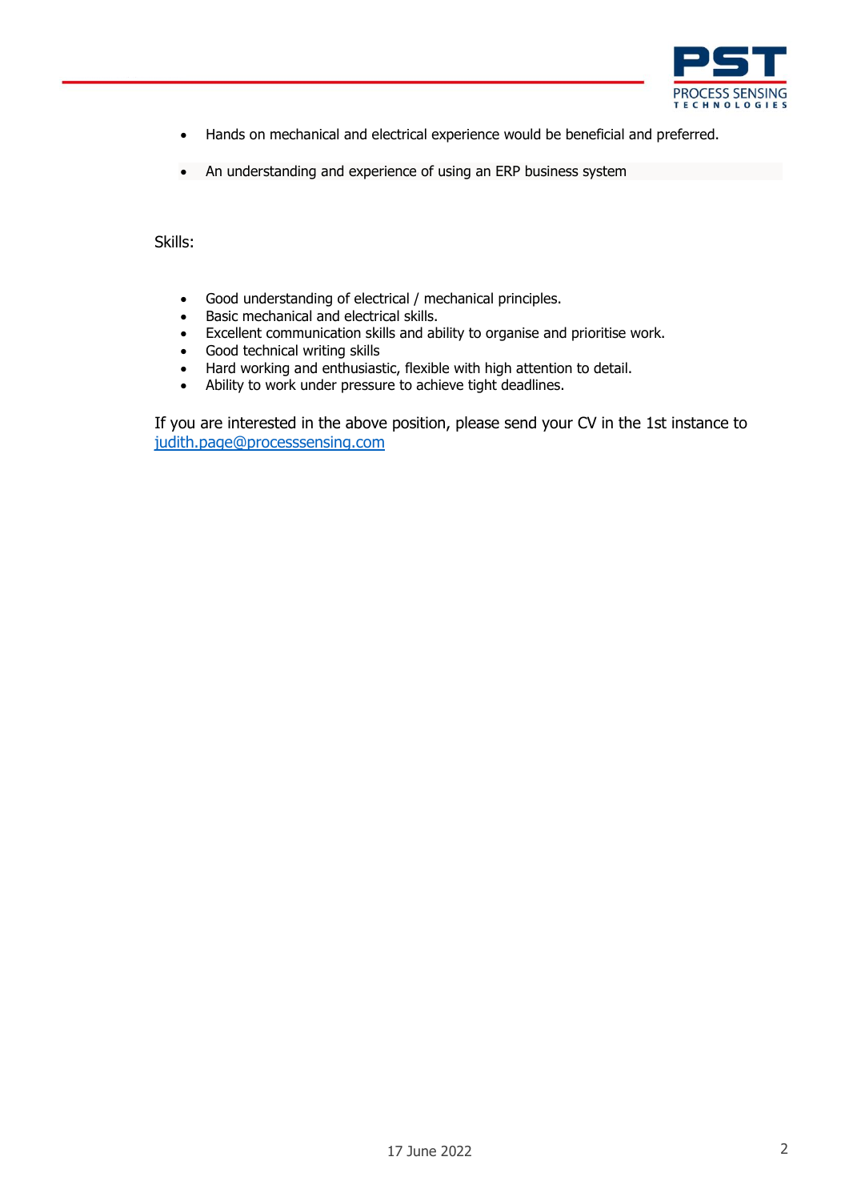- Hands on mechanical and electrical experience would be beneficial and preferred.

- An understanding and experience of using an ERP business system

Skills:

- Good understanding of electrical / mechanical principles.
- Basic mechanical and electrical skills.
- Excellent communication skills and ability to organise and prioritise work.
- Good technical writing skills
- Hard working and enthusiastic, flexible with high attention to detail.
- Ability to work under pressure to achieve tight deadlines.

If you are interested in the above position, please send your CV in the 1st instance to judith.page@processsensing.com